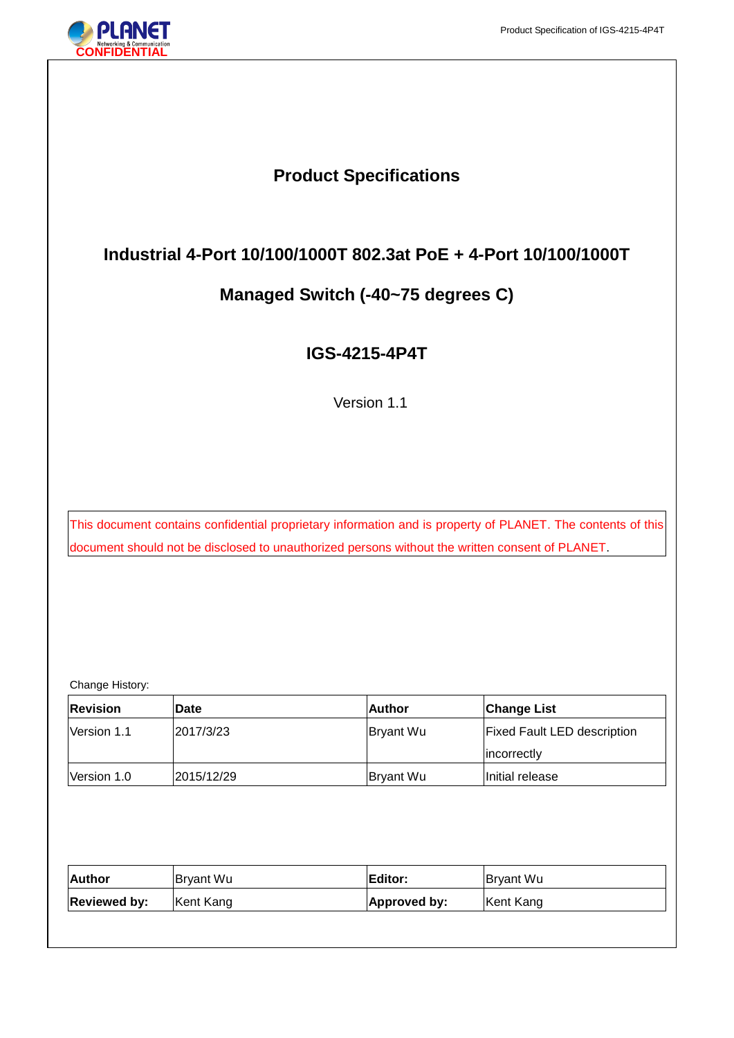CONFIDENTIAL

# Product Specifications

## Industrial 4-Port 10/100/1000T 802.3at PoE + 4-Port 10/100/1000T Managed Switch (-40~75 degrees C)

## IGS-4215-4P4T

Version 1.1

This document contains confidential proprietary information and is property of PLANET. The contents of this document should not be disclosed to unauthorized persons without the written consent of PLANET.

Change History:

| Revision | Date | Author | Change List |
|---|---|---|---|
| Version 1.1 | 2017/3/23 | Bryant Wu | Fixed Fault LED description incorrectly |
| Version 1.0 | 2015/12/29 | Bryant Wu | Initial release |

| **Author** | Bryant Wu | **Editor:** | Bryant Wu |
|---|---|---|---|
| **Reviewed by:** | Kent Kang | **Approved by:** | Kent Kang |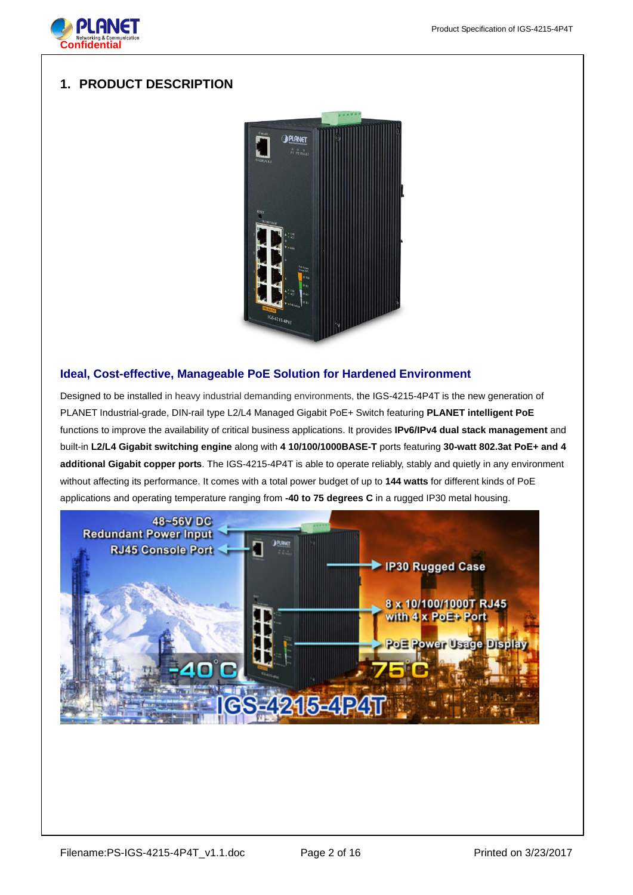# 1. PRODUCT DESCRIPTION

## Ideal, Cost-effective, Manageable PoE Solution for Hardened Environment

Designed to be installed in heavy industrial demanding environments, the IGS-4215-4P4T is the new generation of PLANET Industrial-grade, DIN-rail type L2/L4 Managed Gigabit PoE+ Switch featuring **PLANET intelligent PoE** functions to improve the availability of critical business applications. It provides **IPv6/IPv4 dual stack management** and built-in **L2/L4 Gigabit switching engine** along with **4 10/100/1000BASE-T** ports featuring **30-watt 802.3at PoE+ and 4 additional Gigabit copper ports**. The IGS-4215-4P4T is able to operate reliably, stably and quietly in any environment without affecting its performance. It comes with a total power budget of up to **144 watts** for different kinds of PoE applications and operating temperature ranging from **-40 to 75 degrees C** in a rugged IP30 metal housing.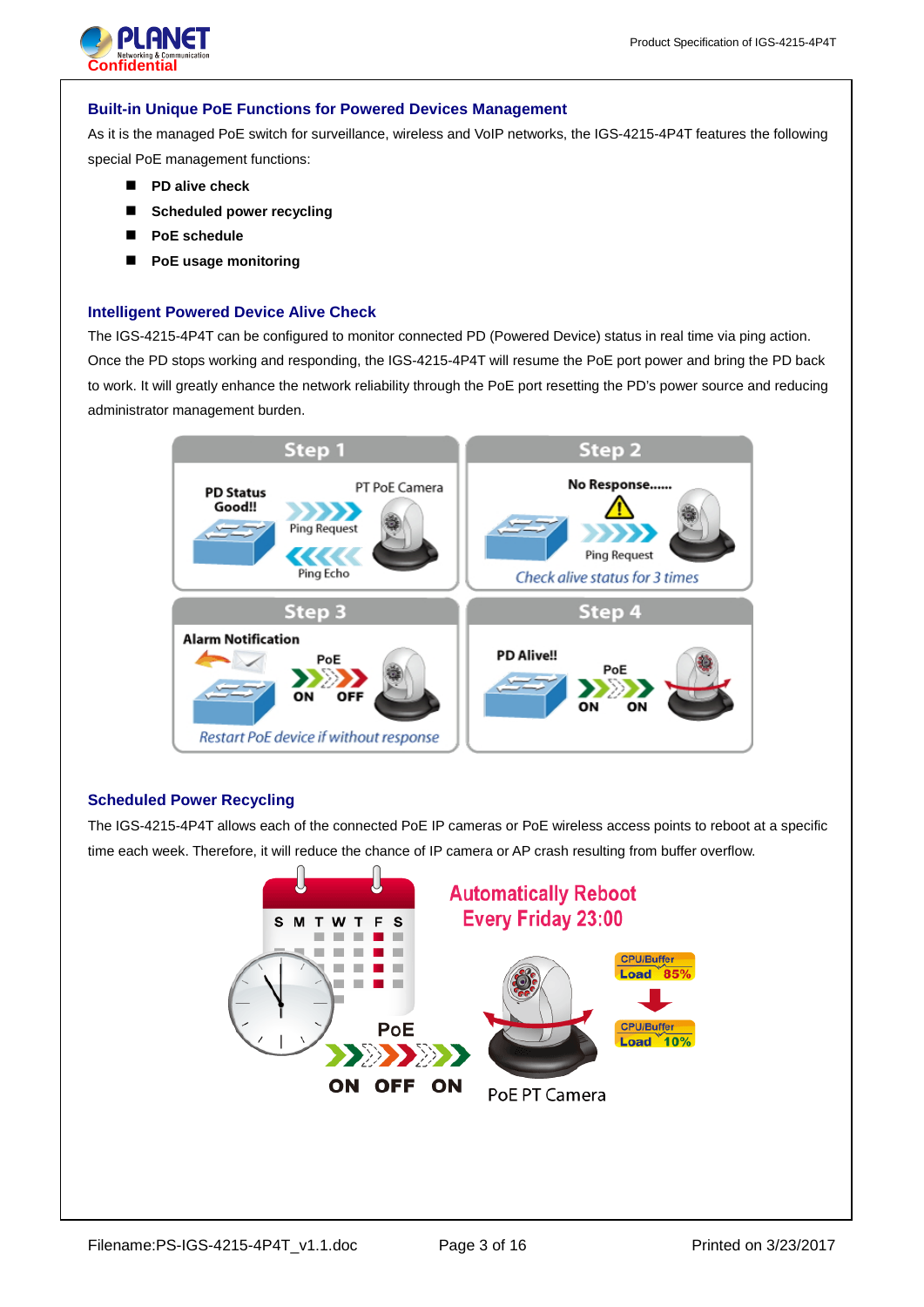### Built-in Unique PoE Functions for Powered Devices Management

As it is the managed PoE switch for surveillance, wireless and VoIP networks, the IGS-4215-4P4T features the following special PoE management functions:

- **PD alive check**
- **Scheduled power recycling**
- **PoE schedule**
- **PoE usage monitoring**

### Intelligent Powered Device Alive Check

The IGS-4215-4P4T can be configured to monitor connected PD (Powered Device) status in real time via ping action. Once the PD stops working and responding, the IGS-4215-4P4T will resume the PoE port power and bring the PD back to work. It will greatly enhance the network reliability through the PoE port resetting the PD's power source and reducing administrator management burden.

### Scheduled Power Recycling

The IGS-4215-4P4T allows each of the connected PoE IP cameras or PoE wireless access points to reboot at a specific time each week. Therefore, it will reduce the chance of IP camera or AP crash resulting from buffer overflow.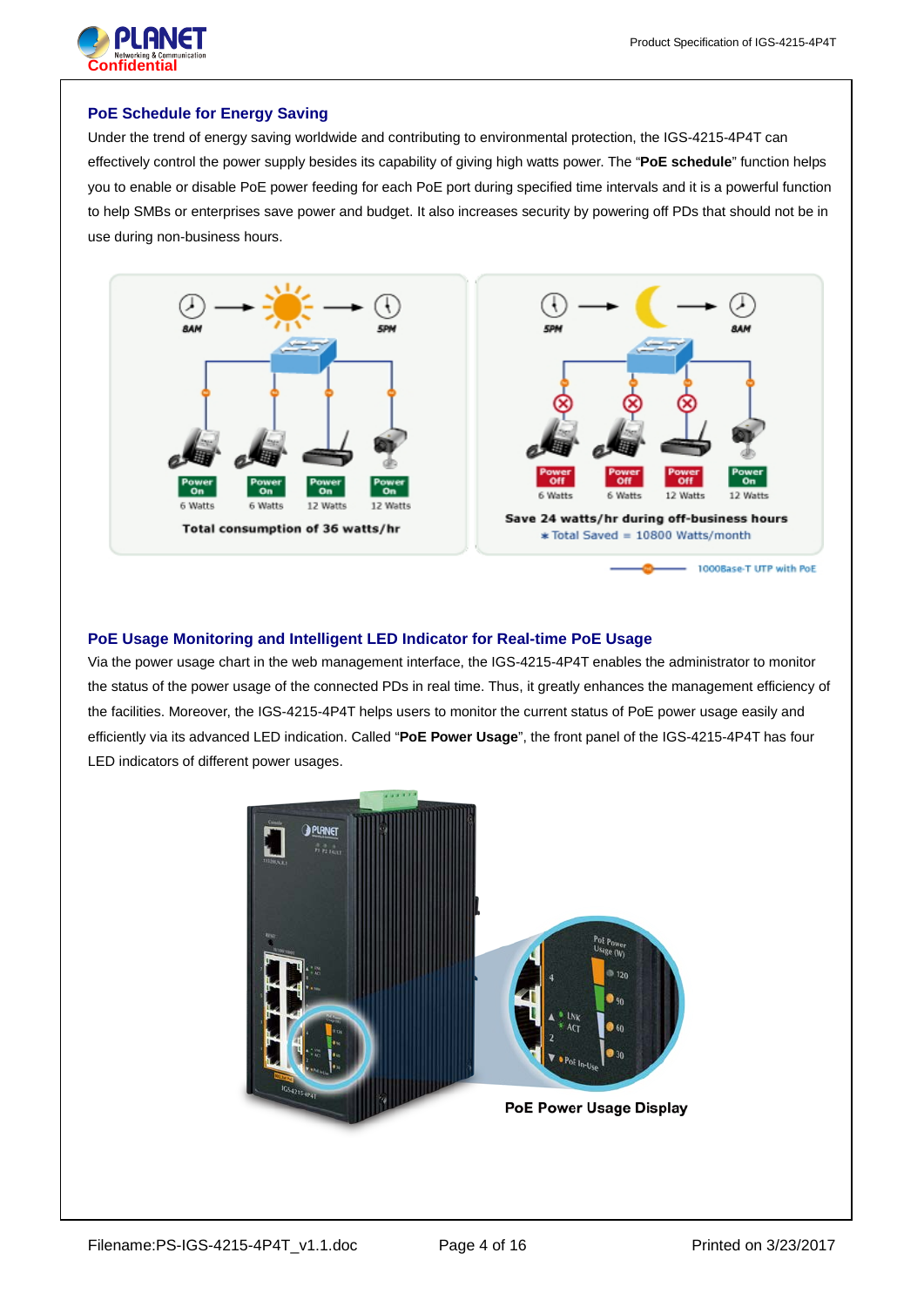## PoE Schedule for Energy Saving

Under the trend of energy saving worldwide and contributing to environmental protection, the IGS-4215-4P4T can effectively control the power supply besides its capability of giving high watts power. The "**PoE schedule**" function helps you to enable or disable PoE power feeding for each PoE port during specified time intervals and it is a powerful function to help SMBs or enterprises save power and budget. It also increases security by powering off PDs that should not be in use during non-business hours.

## PoE Usage Monitoring and Intelligent LED Indicator for Real-time PoE Usage

Via the power usage chart in the web management interface, the IGS-4215-4P4T enables the administrator to monitor the status of the power usage of the connected PDs in real time. Thus, it greatly enhances the management efficiency of the facilities. Moreover, the IGS-4215-4P4T helps users to monitor the current status of PoE power usage easily and efficiently via its advanced LED indication. Called "**PoE Power Usage**", the front panel of the IGS-4215-4P4T has four LED indicators of different power usages.

**PoE Power Usage Display**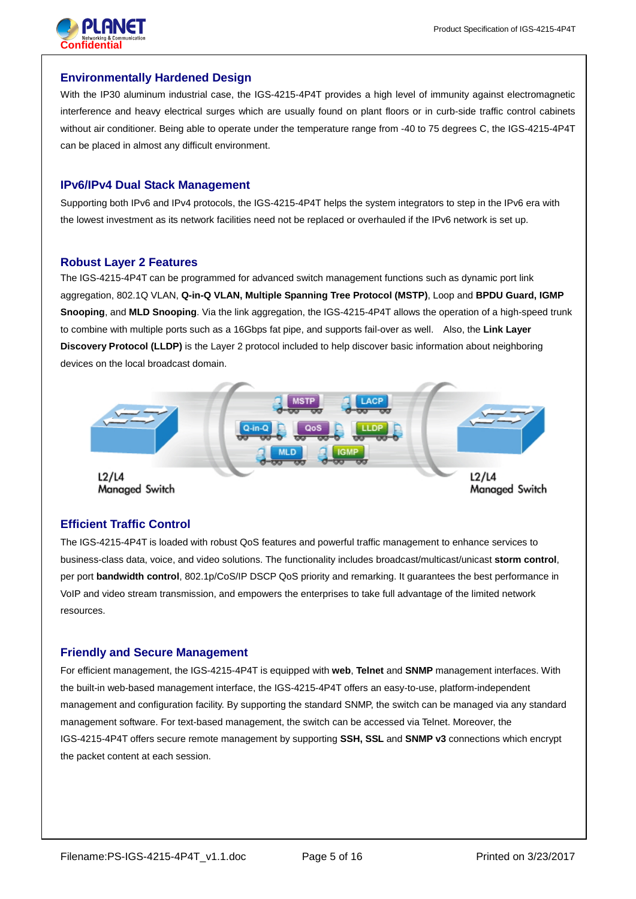## Environmentally Hardened Design

With the IP30 aluminum industrial case, the IGS-4215-4P4T provides a high level of immunity against electromagnetic interference and heavy electrical surges which are usually found on plant floors or in curb-side traffic control cabinets without air conditioner. Being able to operate under the temperature range from -40 to 75 degrees C, the IGS-4215-4P4T can be placed in almost any difficult environment.

## IPv6/IPv4 Dual Stack Management

Supporting both IPv6 and IPv4 protocols, the IGS-4215-4P4T helps the system integrators to step in the IPv6 era with the lowest investment as its network facilities need not be replaced or overhauled if the IPv6 network is set up.

## Robust Layer 2 Features

The IGS-4215-4P4T can be programmed for advanced switch management functions such as dynamic port link aggregation, 802.1Q VLAN, **Q-in-Q VLAN, Multiple Spanning Tree Protocol (MSTP)**, Loop and **BPDU Guard, IGMP Snooping**, and **MLD Snooping**. Via the link aggregation, the IGS-4215-4P4T allows the operation of a high-speed trunk to combine with multiple ports such as a 16Gbps fat pipe, and supports fail-over as well. Also, the **Link Layer Discovery Protocol (LLDP)** is the Layer 2 protocol included to help discover basic information about neighboring devices on the local broadcast domain.

## Efficient Traffic Control

The IGS-4215-4P4T is loaded with robust QoS features and powerful traffic management to enhance services to business-class data, voice, and video solutions. The functionality includes broadcast/multicast/unicast **storm control**, per port **bandwidth control**, 802.1p/CoS/IP DSCP QoS priority and remarking. It guarantees the best performance in VoIP and video stream transmission, and empowers the enterprises to take full advantage of the limited network resources.

## Friendly and Secure Management

For efficient management, the IGS-4215-4P4T is equipped with **web**, **Telnet** and **SNMP** management interfaces. With the built-in web-based management interface, the IGS-4215-4P4T offers an easy-to-use, platform-independent management and configuration facility. By supporting the standard SNMP, the switch can be managed via any standard management software. For text-based management, the switch can be accessed via Telnet. Moreover, the IGS-4215-4P4T offers secure remote management by supporting **SSH, SSL** and **SNMP v3** connections which encrypt the packet content at each session.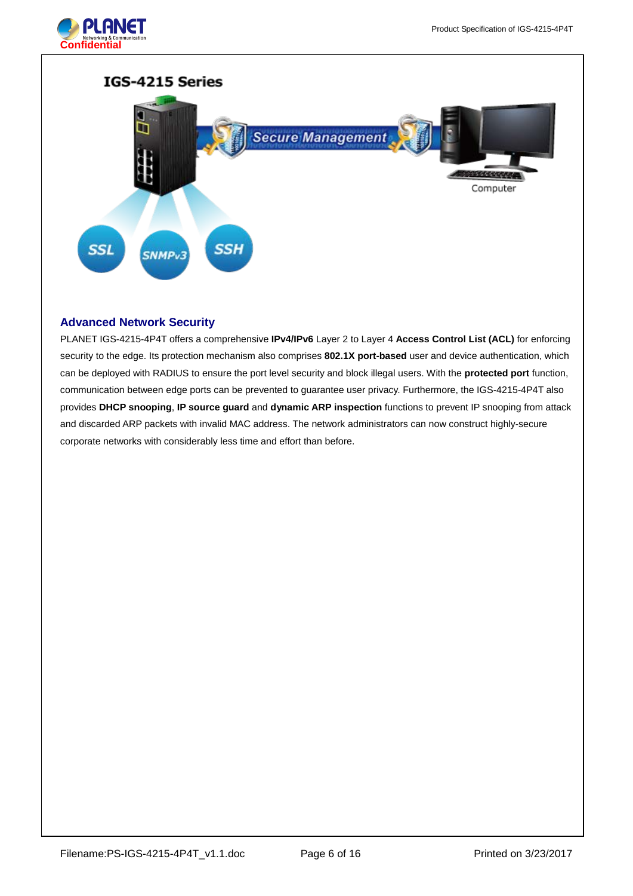## Advanced Network Security

PLANET IGS-4215-4P4T offers a comprehensive **IPv4/IPv6** Layer 2 to Layer 4 **Access Control List (ACL)** for enforcing security to the edge. Its protection mechanism also comprises **802.1X port-based** user and device authentication, which can be deployed with RADIUS to ensure the port level security and block illegal users. With the **protected port** function, communication between edge ports can be prevented to guarantee user privacy. Furthermore, the IGS-4215-4P4T also provides **DHCP snooping**, **IP source guard** and **dynamic ARP inspection** functions to prevent IP snooping from attack and discarded ARP packets with invalid MAC address. The network administrators can now construct highly-secure corporate networks with considerably less time and effort than before.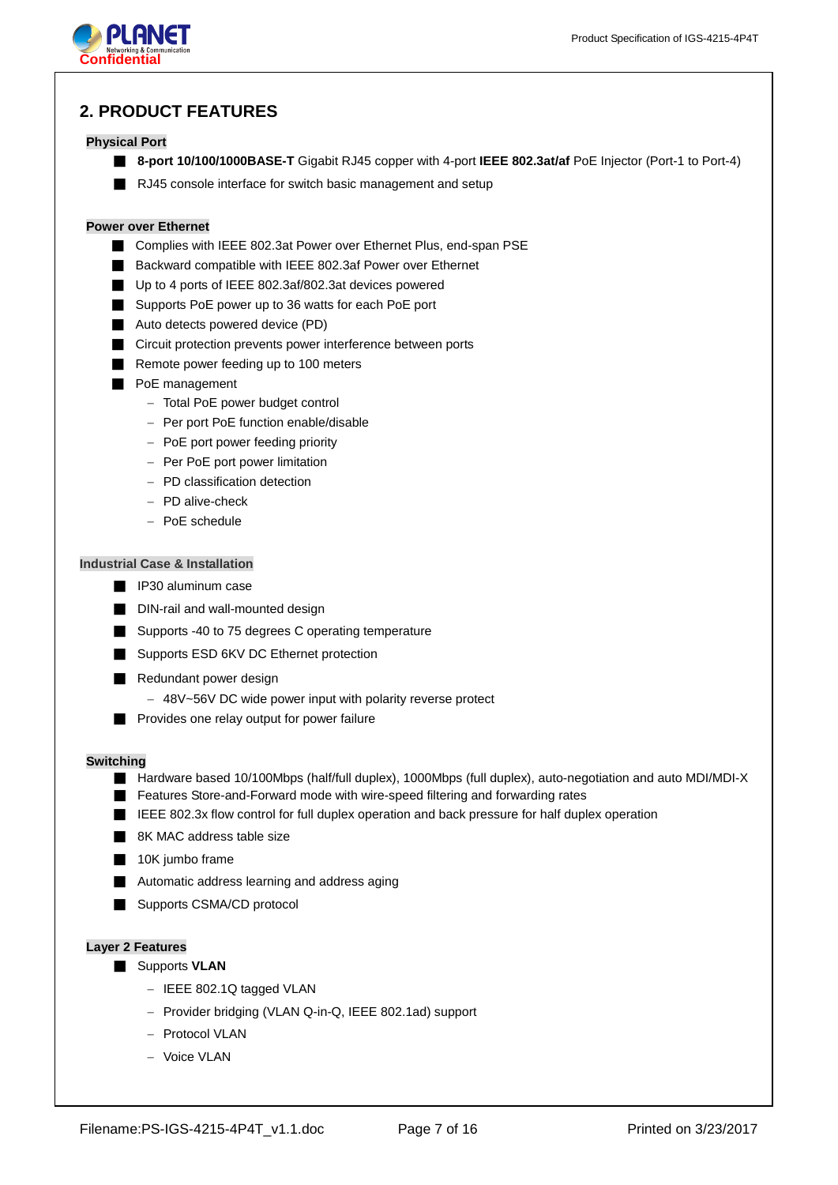## 2. PRODUCT FEATURES

**Physical Port**

- **8-port 10/100/1000BASE-T** Gigabit RJ45 copper with 4-port **IEEE 802.3at/af** PoE Injector (Port-1 to Port-4)
- RJ45 console interface for switch basic management and setup

**Power over Ethernet**

- Complies with IEEE 802.3at Power over Ethernet Plus, end-span PSE
- Backward compatible with IEEE 802.3af Power over Ethernet
- Up to 4 ports of IEEE 802.3af/802.3at devices powered
- Supports PoE power up to 36 watts for each PoE port
- Auto detects powered device (PD)
- Circuit protection prevents power interference between ports
- Remote power feeding up to 100 meters
- PoE management
  - Total PoE power budget control
  - Per port PoE function enable/disable
  - PoE port power feeding priority
  - Per PoE port power limitation
  - PD classification detection
  - PD alive-check
  - PoE schedule

**Industrial Case & Installation**

- IP30 aluminum case
- DIN-rail and wall-mounted design
- Supports -40 to 75 degrees C operating temperature
- Supports ESD 6KV DC Ethernet protection
- Redundant power design
  - 48V~56V DC wide power input with polarity reverse protect
- Provides one relay output for power failure

**Switching**

- Hardware based 10/100Mbps (half/full duplex), 1000Mbps (full duplex), auto-negotiation and auto MDI/MDI-X
- Features Store-and-Forward mode with wire-speed filtering and forwarding rates
- IEEE 802.3x flow control for full duplex operation and back pressure for half duplex operation
- 8K MAC address table size
- 10K jumbo frame
- Automatic address learning and address aging
- Supports CSMA/CD protocol

**Layer 2 Features**

- Supports **VLAN**
  - IEEE 802.1Q tagged VLAN
  - Provider bridging (VLAN Q-in-Q, IEEE 802.1ad) support
  - Protocol VLAN
  - Voice VLAN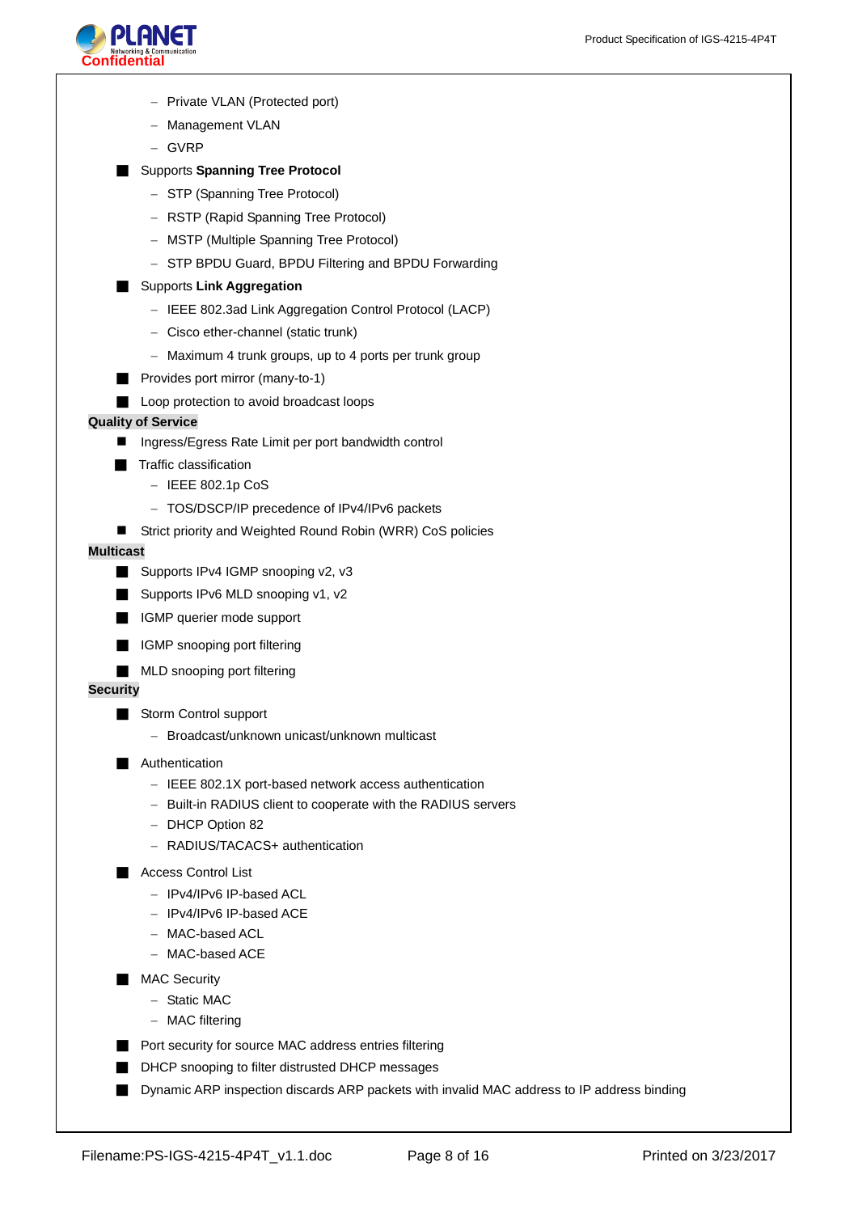- Private VLAN (Protected port)
  - Management VLAN
  - GVRP
- Supports **Spanning Tree Protocol**
  - STP (Spanning Tree Protocol)
  - RSTP (Rapid Spanning Tree Protocol)
  - MSTP (Multiple Spanning Tree Protocol)
  - STP BPDU Guard, BPDU Filtering and BPDU Forwarding
- Supports **Link Aggregation**
  - IEEE 802.3ad Link Aggregation Control Protocol (LACP)
  - Cisco ether-channel (static trunk)
  - Maximum 4 trunk groups, up to 4 ports per trunk group
- Provides port mirror (many-to-1)
- Loop protection to avoid broadcast loops

**Quality of Service**

- Ingress/Egress Rate Limit per port bandwidth control
- Traffic classification
  - IEEE 802.1p CoS
  - TOS/DSCP/IP precedence of IPv4/IPv6 packets
- Strict priority and Weighted Round Robin (WRR) CoS policies

**Multicast**

- Supports IPv4 IGMP snooping v2, v3
- Supports IPv6 MLD snooping v1, v2
- IGMP querier mode support
- IGMP snooping port filtering
- MLD snooping port filtering

**Security**

- Storm Control support
  - Broadcast/unknown unicast/unknown multicast
- Authentication
  - IEEE 802.1X port-based network access authentication
  - Built-in RADIUS client to cooperate with the RADIUS servers
  - DHCP Option 82
  - RADIUS/TACACS+ authentication
- Access Control List
  - IPv4/IPv6 IP-based ACL
  - IPv4/IPv6 IP-based ACE
  - MAC-based ACL
  - MAC-based ACE
- MAC Security
  - Static MAC
  - MAC filtering
- Port security for source MAC address entries filtering
- DHCP snooping to filter distrusted DHCP messages
- Dynamic ARP inspection discards ARP packets with invalid MAC address to IP address binding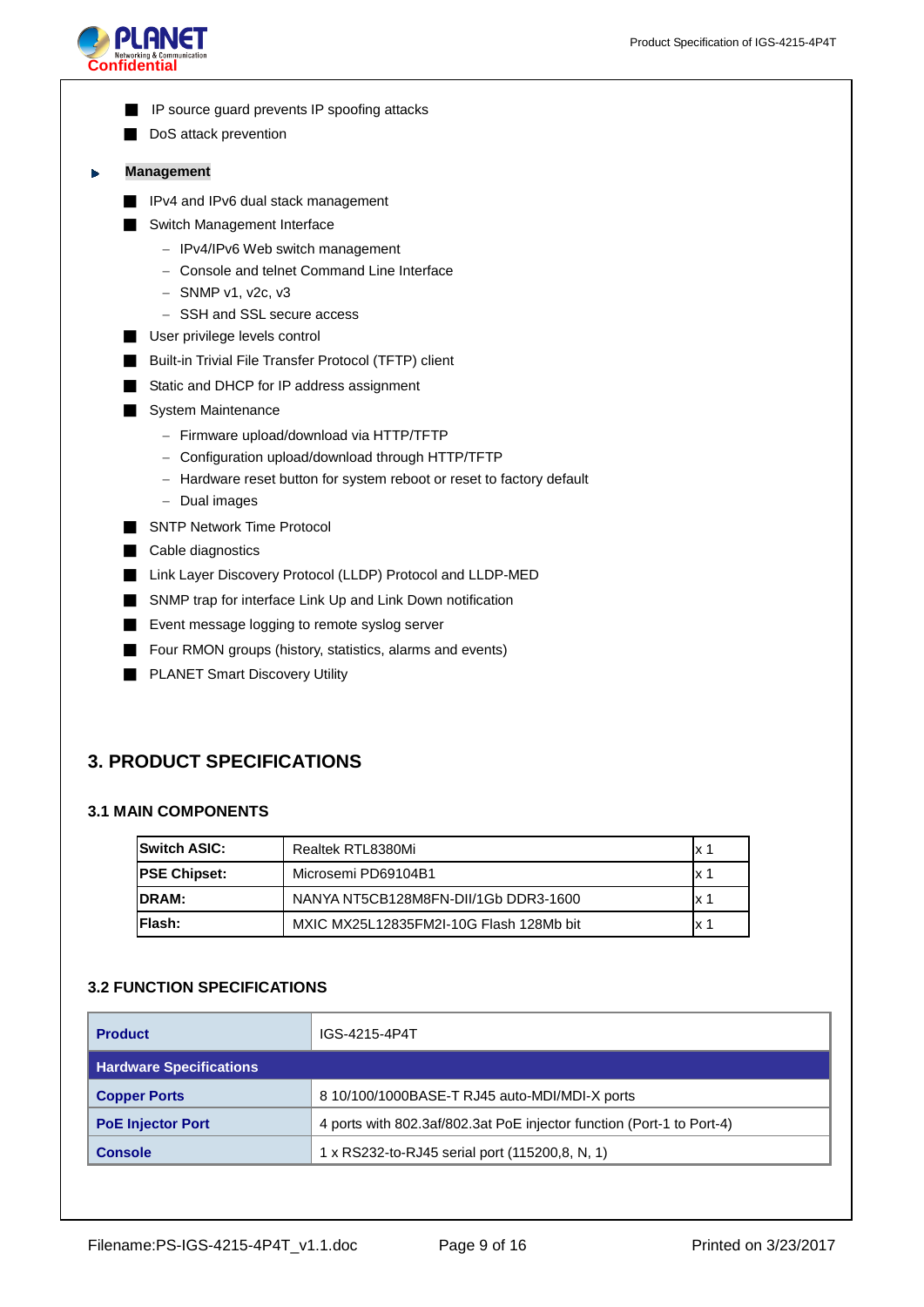- IP source guard prevents IP spoofing attacks
- DoS attack prevention

**Management**

- IPv4 and IPv6 dual stack management
- Switch Management Interface
  - IPv4/IPv6 Web switch management
  - Console and telnet Command Line Interface
  - SNMP v1, v2c, v3
  - SSH and SSL secure access
- User privilege levels control
- Built-in Trivial File Transfer Protocol (TFTP) client
- Static and DHCP for IP address assignment
- System Maintenance
  - Firmware upload/download via HTTP/TFTP
  - Configuration upload/download through HTTP/TFTP
  - Hardware reset button for system reboot or reset to factory default
  - Dual images
- SNTP Network Time Protocol
- Cable diagnostics
- Link Layer Discovery Protocol (LLDP) Protocol and LLDP-MED
- SNMP trap for interface Link Up and Link Down notification
- Event message logging to remote syslog server
- Four RMON groups (history, statistics, alarms and events)
- PLANET Smart Discovery Utility

# 3. PRODUCT SPECIFICATIONS

## 3.1 MAIN COMPONENTS

| | | |
|---|---|---|
| **Switch ASIC:** | Realtek RTL8380Mi | x 1 |
| **PSE Chipset:** | Microsemi PD69104B1 | x 1 |
| **DRAM:** | NANYA NT5CB128M8FN-DII/1Gb DDR3-1600 | x 1 |
| **Flash:** | MXIC MX25L12835FM2I-10G Flash 128Mb bit | x 1 |

## 3.2 FUNCTION SPECIFICATIONS

| **Product** | IGS-4215-4P4T |
|---|---|
| **Hardware Specifications** | |
| **Copper Ports** | 8 10/100/1000BASE-T RJ45 auto-MDI/MDI-X ports |
| **PoE Injector Port** | 4 ports with 802.3af/802.3at PoE injector function (Port-1 to Port-4) |
| **Console** | 1 x RS232-to-RJ45 serial port (115200,8, N, 1) |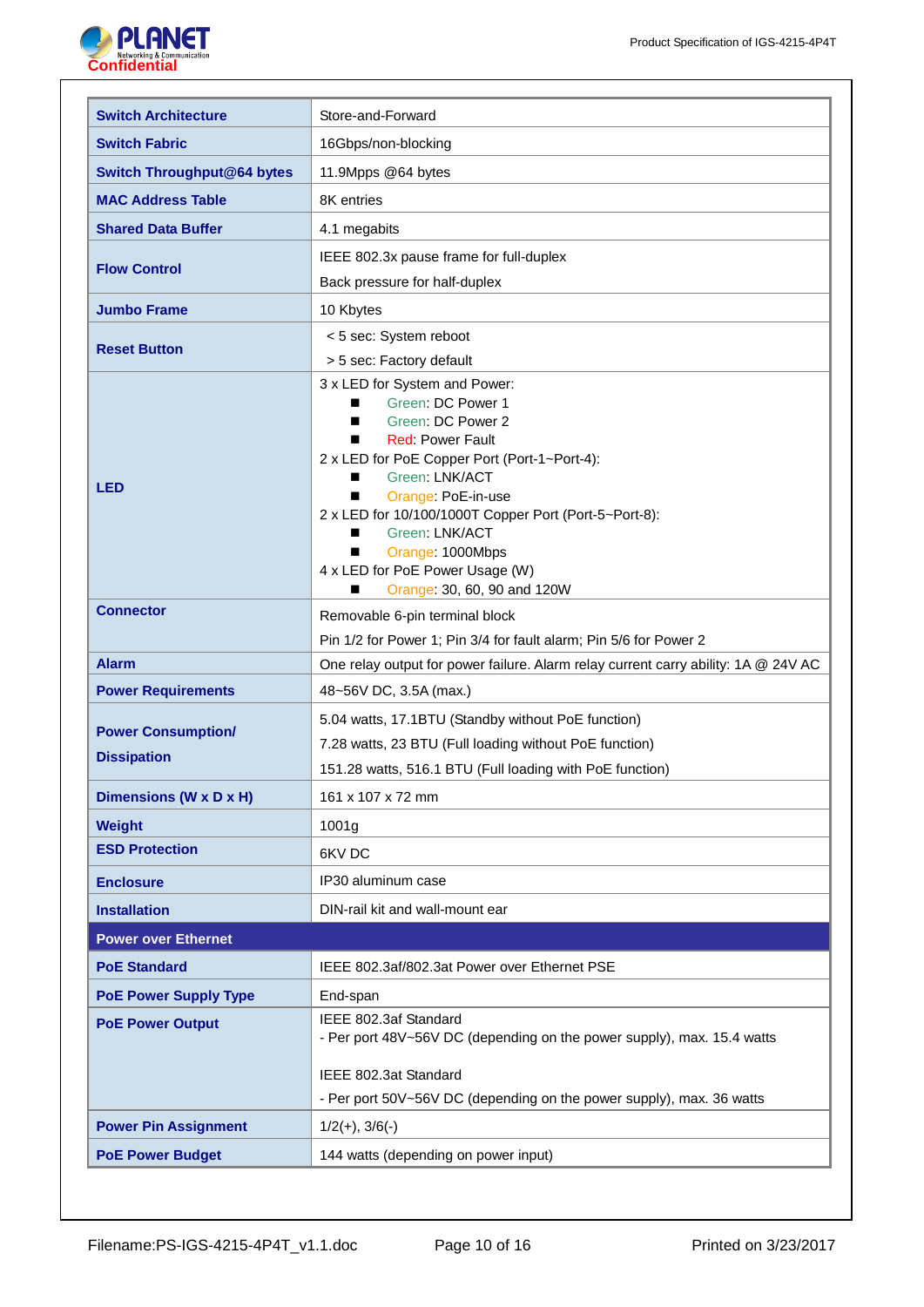| | |
|---|---|
| **Switch Architecture** | Store-and-Forward |
| **Switch Fabric** | 16Gbps/non-blocking |
| **Switch Throughput@64 bytes** | 11.9Mpps @64 bytes |
| **MAC Address Table** | 8K entries |
| **Shared Data Buffer** | 4.1 megabits |
| **Flow Control** | IEEE 802.3x pause frame for full-duplex<br>Back pressure for half-duplex |
| **Jumbo Frame** | 10 Kbytes |
| **Reset Button** | < 5 sec: System reboot<br>> 5 sec: Factory default |
| **LED** | 3 x LED for System and Power:<br>■ Green: DC Power 1<br>■ Green: DC Power 2<br>■ Red: Power Fault<br>2 x LED for PoE Copper Port (Port-1~Port-4):<br>■ Green: LNK/ACT<br>■ Orange: PoE-in-use<br>2 x LED for 10/100/1000T Copper Port (Port-5~Port-8):<br>■ Green: LNK/ACT<br>■ Orange: 1000Mbps<br>4 x LED for PoE Power Usage (W)<br>■ Orange: 30, 60, 90 and 120W |
| **Connector** | Removable 6-pin terminal block<br>Pin 1/2 for Power 1; Pin 3/4 for fault alarm; Pin 5/6 for Power 2 |
| **Alarm** | One relay output for power failure. Alarm relay current carry ability: 1A @ 24V AC |
| **Power Requirements** | 48~56V DC, 3.5A (max.) |
| **Power Consumption/ Dissipation** | 5.04 watts, 17.1BTU (Standby without PoE function)<br>7.28 watts, 23 BTU (Full loading without PoE function)<br>151.28 watts, 516.1 BTU (Full loading with PoE function) |
| **Dimensions (W x D x H)** | 161 x 107 x 72 mm |
| **Weight** | 1001g |
| **ESD Protection** | 6KV DC |
| **Enclosure** | IP30 aluminum case |
| **Installation** | DIN-rail kit and wall-mount ear |
| **Power over Ethernet** | |
| **PoE Standard** | IEEE 802.3af/802.3at Power over Ethernet PSE |
| **PoE Power Supply Type** | End-span |
| **PoE Power Output** | IEEE 802.3af Standard<br>- Per port 48V~56V DC (depending on the power supply), max. 15.4 watts<br><br>IEEE 802.3at Standard<br>- Per port 50V~56V DC (depending on the power supply), max. 36 watts |
| **Power Pin Assignment** | 1/2(+), 3/6(-) |
| **PoE Power Budget** | 144 watts (depending on power input) |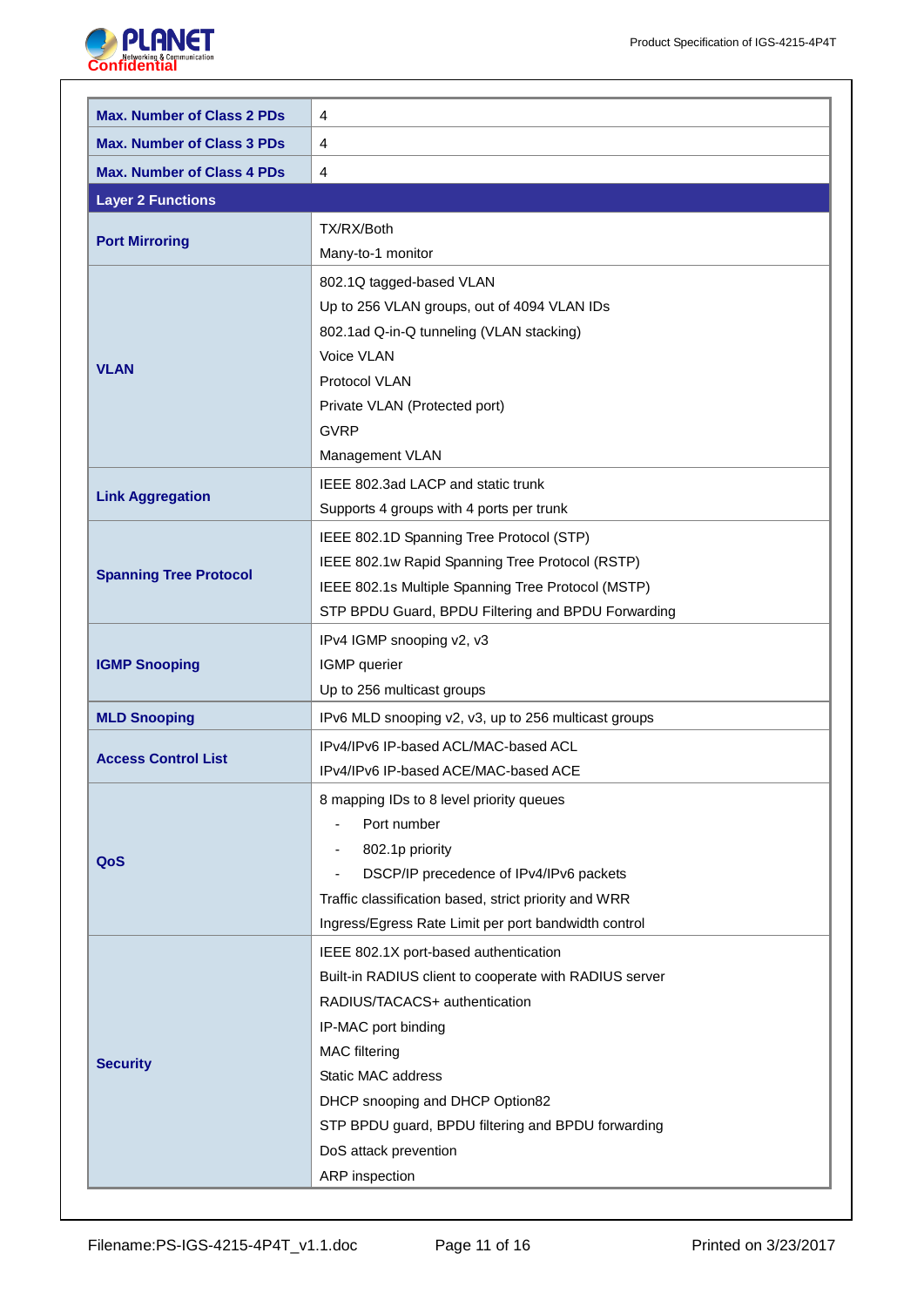| | |
|---|---|
| **Max. Number of Class 2 PDs** | 4 |
| **Max. Number of Class 3 PDs** | 4 |
| **Max. Number of Class 4 PDs** | 4 |
| **Layer 2 Functions** | |
| **Port Mirroring** | TX/RX/Both<br>Many-to-1 monitor |
| **VLAN** | 802.1Q tagged-based VLAN<br>Up to 256 VLAN groups, out of 4094 VLAN IDs<br>802.1ad Q-in-Q tunneling (VLAN stacking)<br>Voice VLAN<br>Protocol VLAN<br>Private VLAN (Protected port)<br>GVRP<br>Management VLAN |
| **Link Aggregation** | IEEE 802.3ad LACP and static trunk<br>Supports 4 groups with 4 ports per trunk |
| **Spanning Tree Protocol** | IEEE 802.1D Spanning Tree Protocol (STP)<br>IEEE 802.1w Rapid Spanning Tree Protocol (RSTP)<br>IEEE 802.1s Multiple Spanning Tree Protocol (MSTP)<br>STP BPDU Guard, BPDU Filtering and BPDU Forwarding |
| **IGMP Snooping** | IPv4 IGMP snooping v2, v3<br>IGMP querier<br>Up to 256 multicast groups |
| **MLD Snooping** | IPv6 MLD snooping v2, v3, up to 256 multicast groups |
| **Access Control List** | IPv4/IPv6 IP-based ACL/MAC-based ACL<br>IPv4/IPv6 IP-based ACE/MAC-based ACE |
| **QoS** | 8 mapping IDs to 8 level priority queues<br>- Port number<br>- 802.1p priority<br>- DSCP/IP precedence of IPv4/IPv6 packets<br>Traffic classification based, strict priority and WRR<br>Ingress/Egress Rate Limit per port bandwidth control |
| **Security** | IEEE 802.1X port-based authentication<br>Built-in RADIUS client to cooperate with RADIUS server<br>RADIUS/TACACS+ authentication<br>IP-MAC port binding<br>MAC filtering<br>Static MAC address<br>DHCP snooping and DHCP Option82<br>STP BPDU guard, BPDU filtering and BPDU forwarding<br>DoS attack prevention<br>ARP inspection |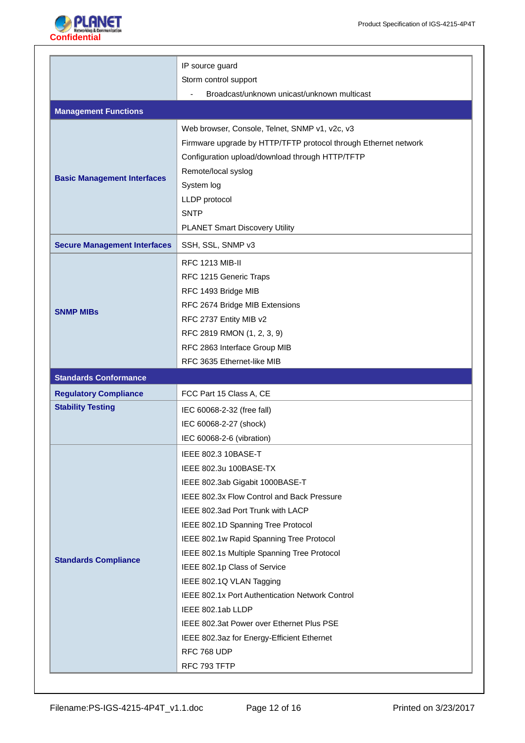| | |
|---|---|
| | IP source guard<br>Storm control support<br>- Broadcast/unknown unicast/unknown multicast |
| **Management Functions** | |
| **Basic Management Interfaces** | Web browser, Console, Telnet, SNMP v1, v2c, v3<br>Firmware upgrade by HTTP/TFTP protocol through Ethernet network<br>Configuration upload/download through HTTP/TFTP<br>Remote/local syslog<br>System log<br>LLDP protocol<br>SNTP<br>PLANET Smart Discovery Utility |
| **Secure Management Interfaces** | SSH, SSL, SNMP v3 |
| **SNMP MIBs** | RFC 1213 MIB-II<br>RFC 1215 Generic Traps<br>RFC 1493 Bridge MIB<br>RFC 2674 Bridge MIB Extensions<br>RFC 2737 Entity MIB v2<br>RFC 2819 RMON (1, 2, 3, 9)<br>RFC 2863 Interface Group MIB<br>RFC 3635 Ethernet-like MIB |
| **Standards Conformance** | |
| **Regulatory Compliance** | FCC Part 15 Class A, CE |
| **Stability Testing** | IEC 60068-2-32 (free fall)<br>IEC 60068-2-27 (shock)<br>IEC 60068-2-6 (vibration) |
| **Standards Compliance** | IEEE 802.3 10BASE-T<br>IEEE 802.3u 100BASE-TX<br>IEEE 802.3ab Gigabit 1000BASE-T<br>IEEE 802.3x Flow Control and Back Pressure<br>IEEE 802.3ad Port Trunk with LACP<br>IEEE 802.1D Spanning Tree Protocol<br>IEEE 802.1w Rapid Spanning Tree Protocol<br>IEEE 802.1s Multiple Spanning Tree Protocol<br>IEEE 802.1p Class of Service<br>IEEE 802.1Q VLAN Tagging<br>IEEE 802.1x Port Authentication Network Control<br>IEEE 802.1ab LLDP<br>IEEE 802.3at Power over Ethernet Plus PSE<br>IEEE 802.3az for Energy-Efficient Ethernet<br>RFC 768 UDP<br>RFC 793 TFTP |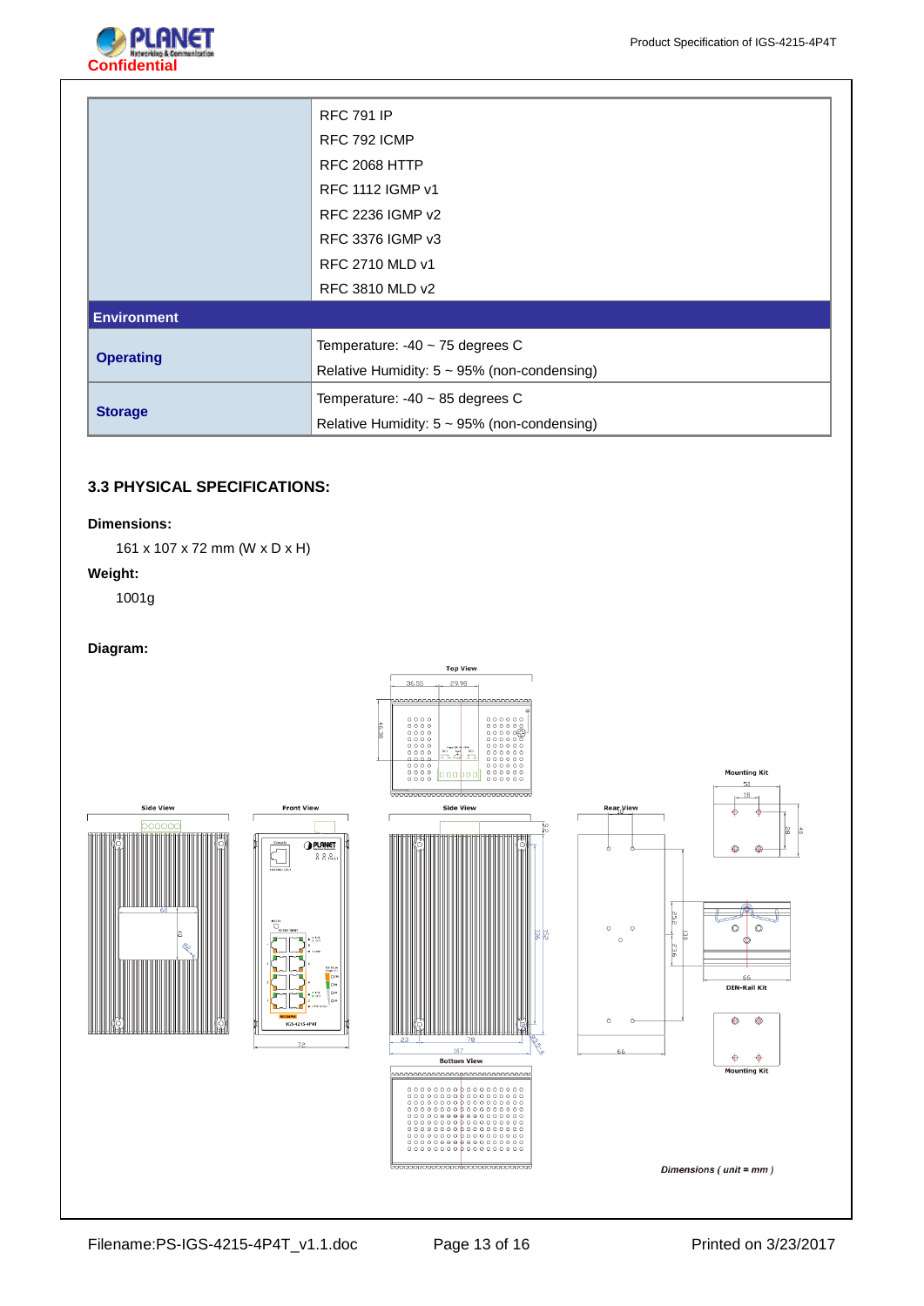| | |
|---|---|
| | RFC 791 IP<br>RFC 792 ICMP<br>RFC 2068 HTTP<br>RFC 1112 IGMP v1<br>RFC 2236 IGMP v2<br>RFC 3376 IGMP v3<br>RFC 2710 MLD v1<br>RFC 3810 MLD v2 |
| **Environment** | |
| **Operating** | Temperature: -40 ~ 75 degrees C<br>Relative Humidity: 5 ~ 95% (non-condensing) |
| **Storage** | Temperature: -40 ~ 85 degrees C<br>Relative Humidity: 5 ~ 95% (non-condensing) |

### 3.3 PHYSICAL SPECIFICATIONS:

**Dimensions:**

161 x 107 x 72 mm (W x D x H)

**Weight:**

1001g

**Diagram:**

*Dimensions ( unit = mm )*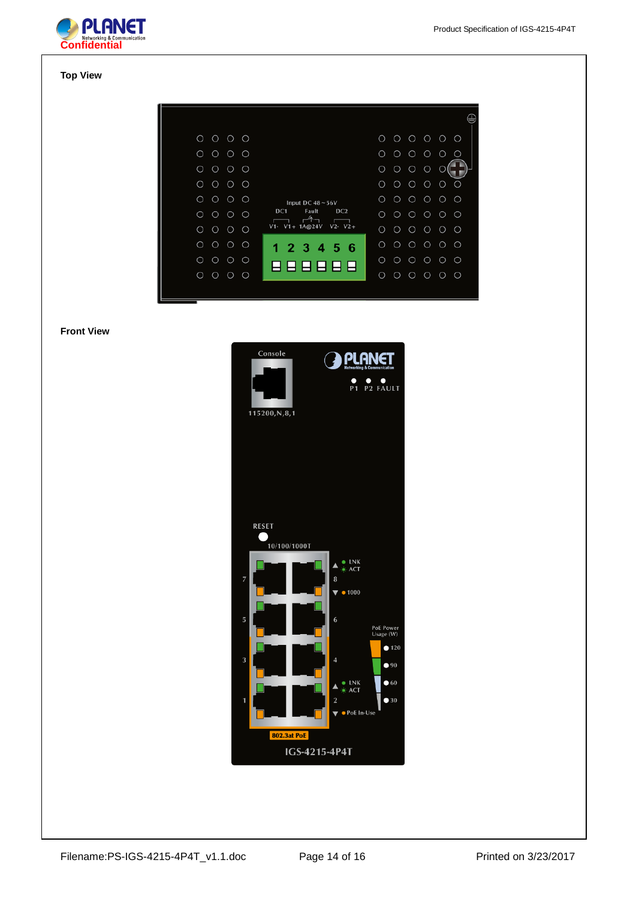**Top View**

**Front View**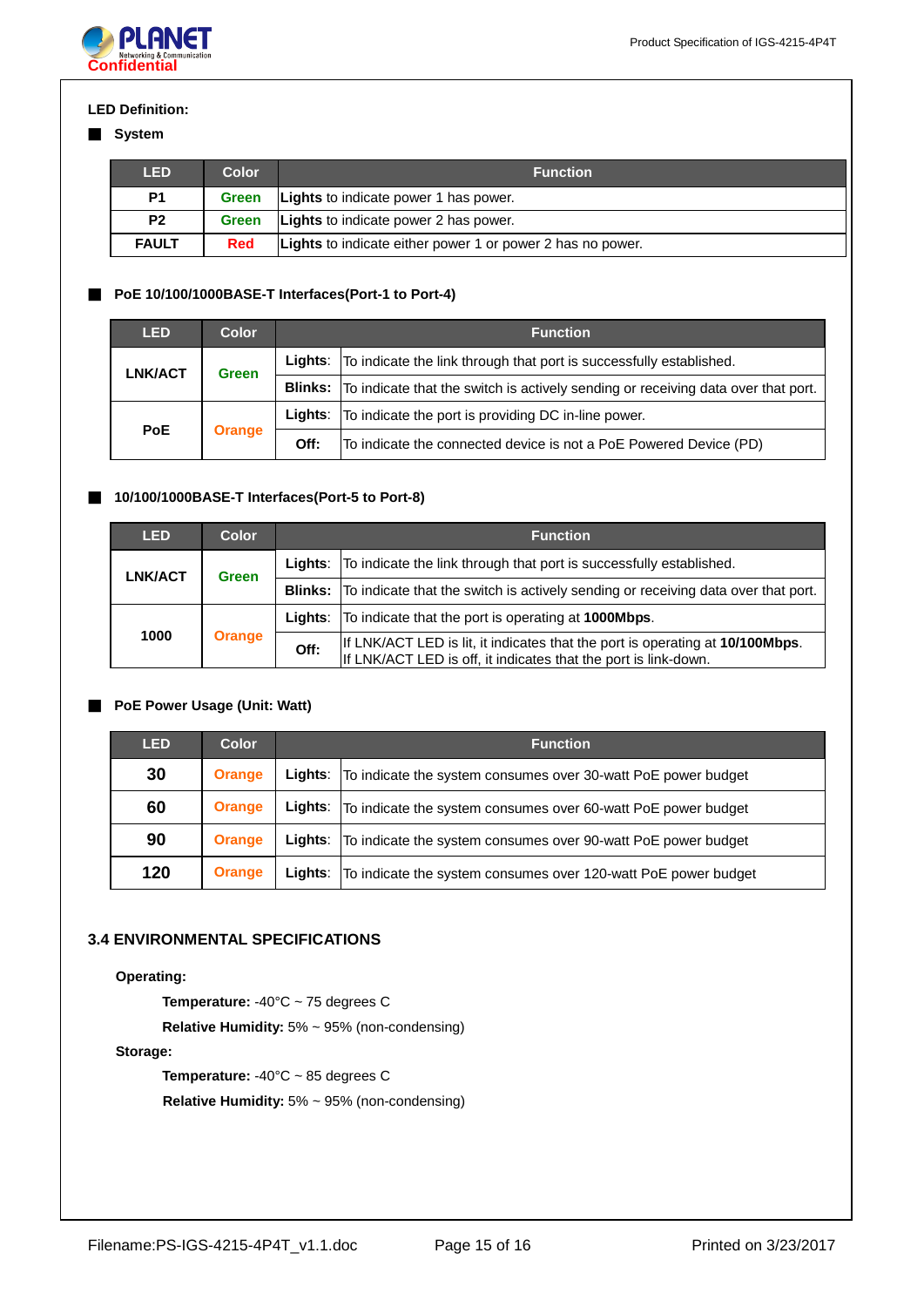**LED Definition:**

■ **System**

| LED | Color | Function |
|---|---|---|
| **P1** | **Green** | **Lights** to indicate power 1 has power. |
| **P2** | **Green** | **Lights** to indicate power 2 has power. |
| **FAULT** | **Red** | **Lights** to indicate either power 1 or power 2 has no power. |

■ **PoE 10/100/1000BASE-T Interfaces(Port-1 to Port-4)**

| LED | Color | Function | |
|---|---|---|---|
| **LNK/ACT** | **Green** | **Lights**: | To indicate the link through that port is successfully established. |
| | | **Blinks:** | To indicate that the switch is actively sending or receiving data over that port. |
| **PoE** | **Orange** | **Lights**: | To indicate the port is providing DC in-line power. |
| | | **Off:** | To indicate the connected device is not a PoE Powered Device (PD) |

■ **10/100/1000BASE-T Interfaces(Port-5 to Port-8)**

| LED | Color | Function | |
|---|---|---|---|
| **LNK/ACT** | **Green** | **Lights**: | To indicate the link through that port is successfully established. |
| | | **Blinks:** | To indicate that the switch is actively sending or receiving data over that port. |
| **1000** | **Orange** | **Lights**: | To indicate that the port is operating at **1000Mbps**. |
| | | **Off:** | If LNK/ACT LED is lit, it indicates that the port is operating at **10/100Mbps**.<br>If LNK/ACT LED is off, it indicates that the port is link-down. |

■ **PoE Power Usage (Unit: Watt)**

| LED | Color | Function | |
|---|---|---|---|
| **30** | **Orange** | **Lights**: | To indicate the system consumes over 30-watt PoE power budget |
| **60** | **Orange** | **Lights**: | To indicate the system consumes over 60-watt PoE power budget |
| **90** | **Orange** | **Lights**: | To indicate the system consumes over 90-watt PoE power budget |
| **120** | **Orange** | **Lights**: | To indicate the system consumes over 120-watt PoE power budget |

## 3.4 ENVIRONMENTAL SPECIFICATIONS

**Operating:**

**Temperature:** -40°C ~ 75 degrees C

**Relative Humidity:** 5% ~ 95% (non-condensing)

**Storage:**

**Temperature:** -40°C ~ 85 degrees C

**Relative Humidity:** 5% ~ 95% (non-condensing)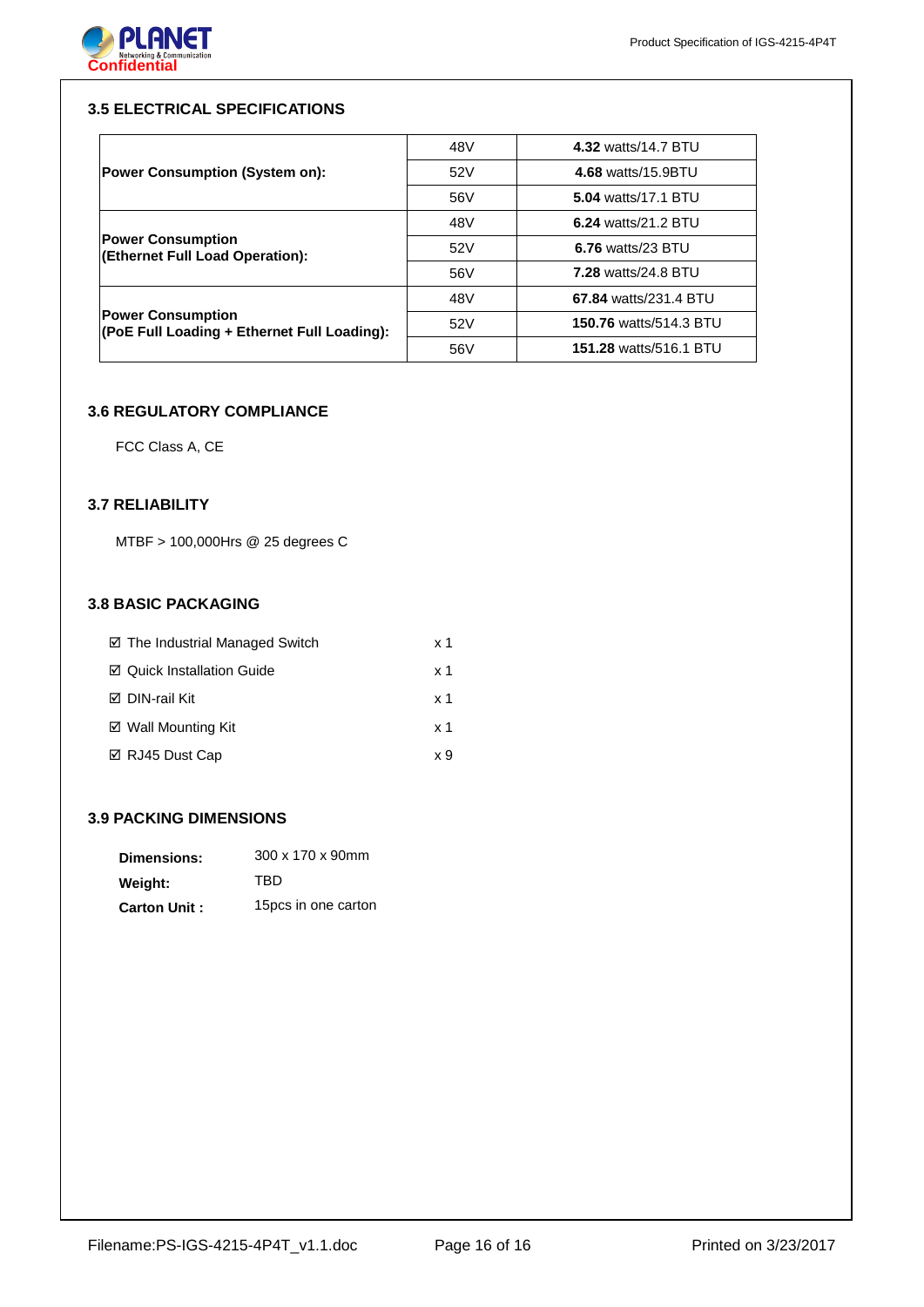### 3.5 ELECTRICAL SPECIFICATIONS

| | | |
|---|---|---|
| **Power Consumption (System on):** | 48V | **4.32** watts/14.7 BTU |
| | 52V | **4.68** watts/15.9BTU |
| | 56V | **5.04** watts/17.1 BTU |
| **Power Consumption (Ethernet Full Load Operation):** | 48V | **6.24** watts/21.2 BTU |
| | 52V | **6.76** watts/23 BTU |
| | 56V | **7.28** watts/24.8 BTU |
| **Power Consumption (PoE Full Loading + Ethernet Full Loading):** | 48V | **67.84** watts/231.4 BTU |
| | 52V | **150.76** watts/514.3 BTU |
| | 56V | **151.28** watts/516.1 BTU |

### 3.6 REGULATORY COMPLIANCE

FCC Class A, CE

### 3.7 RELIABILITY

MTBF > 100,000Hrs @ 25 degrees C

### 3.8 BASIC PACKAGING

- ☑ The Industrial Managed Switch x 1
- ☑ Quick Installation Guide x 1
- ☑ DIN-rail Kit x 1
- ☑ Wall Mounting Kit x 1
- ☑ RJ45 Dust Cap x 9

### 3.9 PACKING DIMENSIONS

**Dimensions:** 300 x 170 x 90mm
**Weight:** TBD
**Carton Unit :** 15pcs in one carton